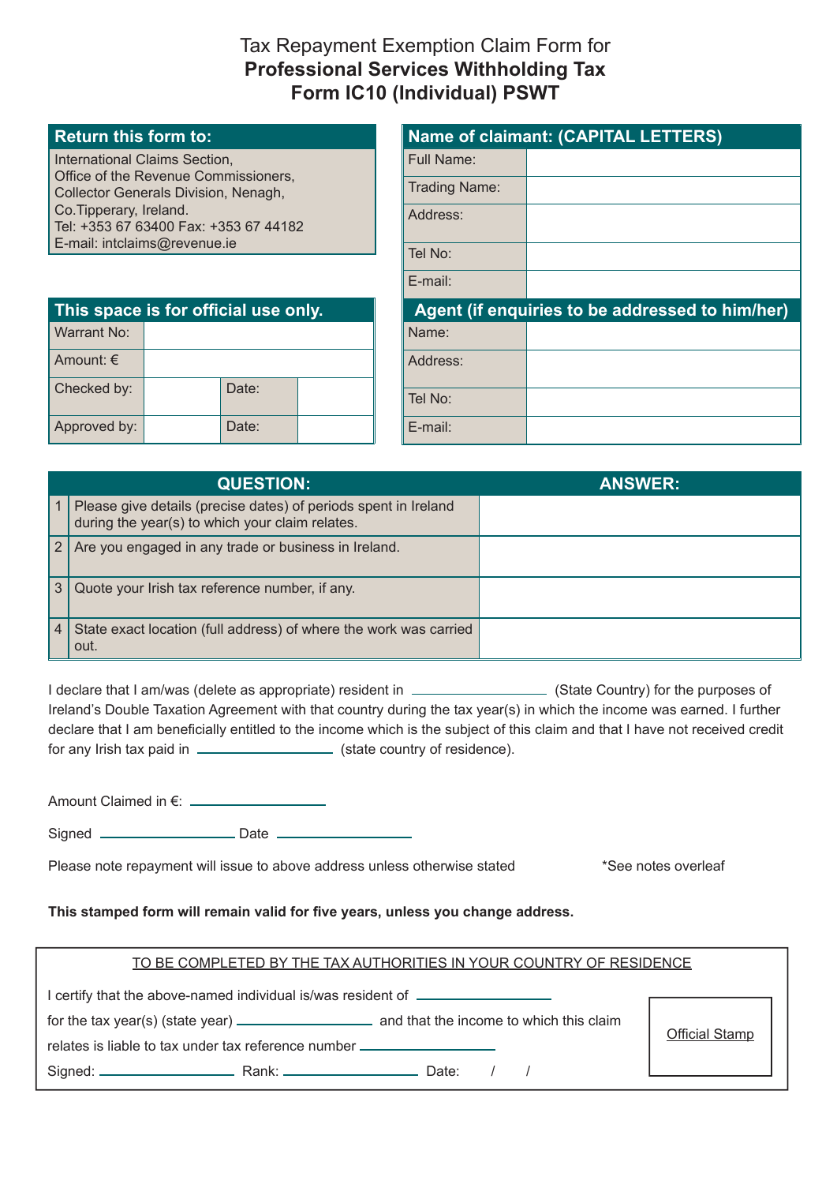# Tax Repayment Exemption Claim Form for **Professional Services Withholding Tax Form IC10 (Individual) PSWT**

| Return this form to: |
|---|
| International Claims Section,<br>Office of the Revenue Commissioners,<br>Collector Generals Division, Nenagh,<br>Co.Tipperary, Ireland.<br>Tel: +353 67 63400 Fax: +353 67 44182<br>E-mail: intclaims@revenue.ie |

| This space is for official use only. | | | |
|---|---|---|---|
| Warrant No: | | | |
| Amount: € | | | |
| Checked by: | | Date: | |
| Approved by: | | Date: | |

| Name of claimant: (CAPITAL LETTERS) | |
|---|---|
| Full Name: | |
| Trading Name: | |
| Address: | |
| Tel No: | |
| E-mail: | |

| Agent (if enquiries to be addressed to him/her) | |
|---|---|
| Name: | |
| Address: | |
| Tel No: | |
| E-mail: | |

| | QUESTION: | ANSWER: |
|---|---|---|
| 1 | Please give details (precise dates) of periods spent in Ireland during the year(s) to which your claim relates. | |
| 2 | Are you engaged in any trade or business in Ireland. | |
| 3 | Quote your Irish tax reference number, if any. | |
| 4 | State exact location (full address) of where the work was carried out. | |

I declare that I am/was (delete as appropriate) resident in ________________ (State Country) for the purposes of Ireland's Double Taxation Agreement with that country during the tax year(s) in which the income was earned. I further declare that I am beneficially entitled to the income which is the subject of this claim and that I have not received credit for any Irish tax paid in ________________ (state country of residence).

Amount Claimed in €: ________________

Signed ________________ Date ________________

Please note repayment will issue to above address unless otherwise stated *See notes overleaf

**This stamped form will remain valid for five years, unless you change address.**

TO BE COMPLETED BY THE TAX AUTHORITIES IN YOUR COUNTRY OF RESIDENCE

I certify that the above-named individual is/was resident of ________________

for the tax year(s) (state year) ________________ and that the income to which this claim relates is liable to tax under tax reference number ________________

Signed: ________________ Rank: ________________ Date: / /

Official Stamp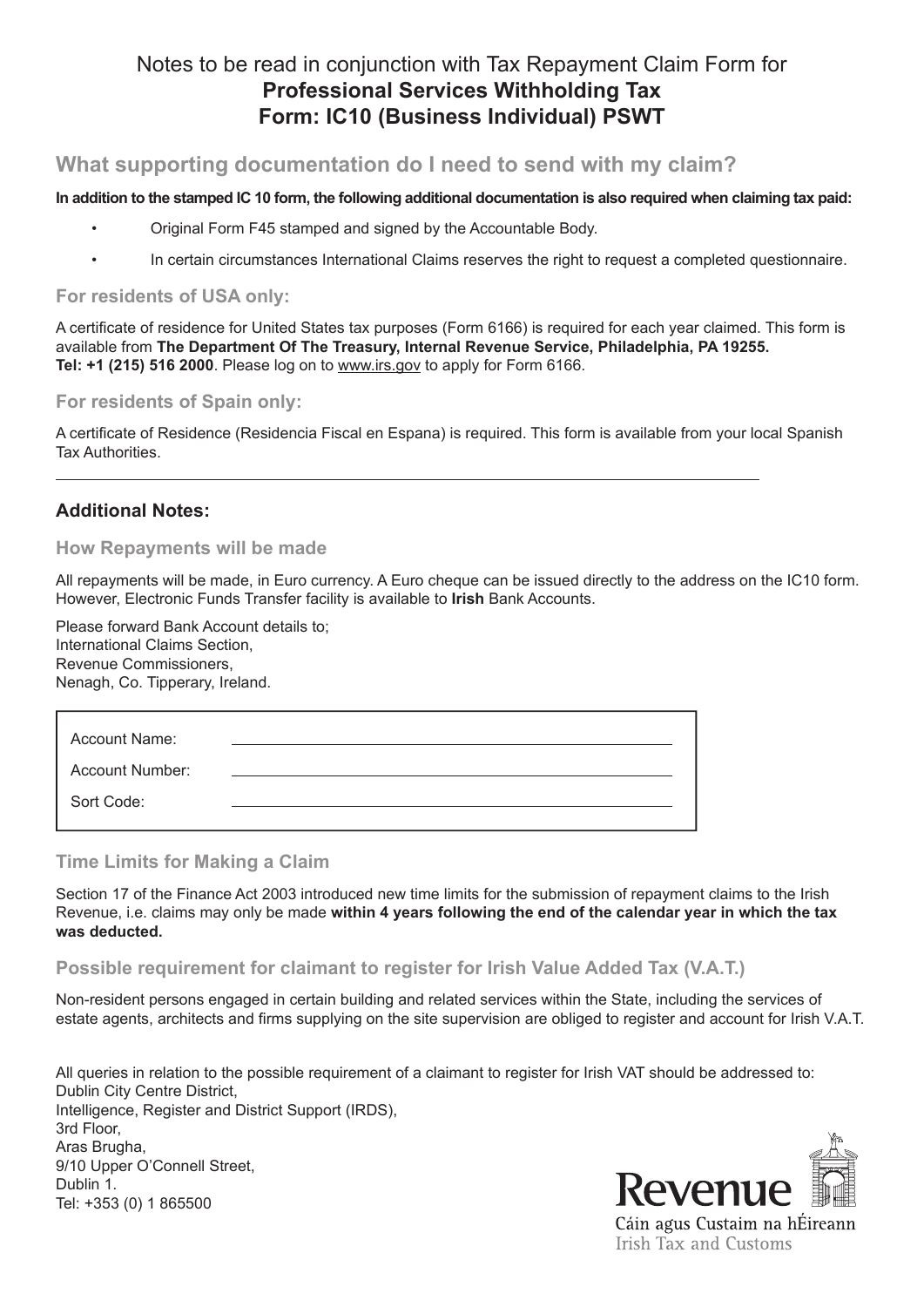Notes to be read in conjunction with Tax Repayment Claim Form for

# Professional Services Withholding Tax
# Form: IC10 (Business Individual) PSWT

## What supporting documentation do I need to send with my claim?

**In addition to the stamped IC 10 form, the following additional documentation is also required when claiming tax paid:**

- Original Form F45 stamped and signed by the Accountable Body.
- In certain circumstances International Claims reserves the right to request a completed questionnaire.

### For residents of USA only:

A certificate of residence for United States tax purposes (Form 6166) is required for each year claimed. This form is available from **The Department Of The Treasury, Internal Revenue Service, Philadelphia, PA 19255. Tel: +1 (215) 516 2000**. Please log on to www.irs.gov to apply for Form 6166.

### For residents of Spain only:

A certificate of Residence (Residencia Fiscal en Espana) is required. This form is available from your local Spanish Tax Authorities.

---

## Additional Notes:

### How Repayments will be made

All repayments will be made, in Euro currency. A Euro cheque can be issued directly to the address on the IC10 form. However, Electronic Funds Transfer facility is available to **Irish** Bank Accounts.

Please forward Bank Account details to;
International Claims Section,
Revenue Commissioners,
Nenagh, Co. Tipperary, Ireland.

| | |
|---|---|
| Account Name: | |
| Account Number: | |
| Sort Code: | |

### Time Limits for Making a Claim

Section 17 of the Finance Act 2003 introduced new time limits for the submission of repayment claims to the Irish Revenue, i.e. claims may only be made **within 4 years following the end of the calendar year in which the tax was deducted.**

### Possible requirement for claimant to register for Irish Value Added Tax (V.A.T.)

Non-resident persons engaged in certain building and related services within the State, including the services of estate agents, architects and firms supplying on the site supervision are obliged to register and account for Irish V.A.T.

All queries in relation to the possible requirement of a claimant to register for Irish VAT should be addressed to:
Dublin City Centre District,
Intelligence, Register and District Support (IRDS),
3rd Floor,
Aras Brugha,
9/10 Upper O'Connell Street,
Dublin 1.
Tel: +353 (0) 1 865500

Revenue
Cáin agus Custaim na hÉireann
Irish Tax and Customs